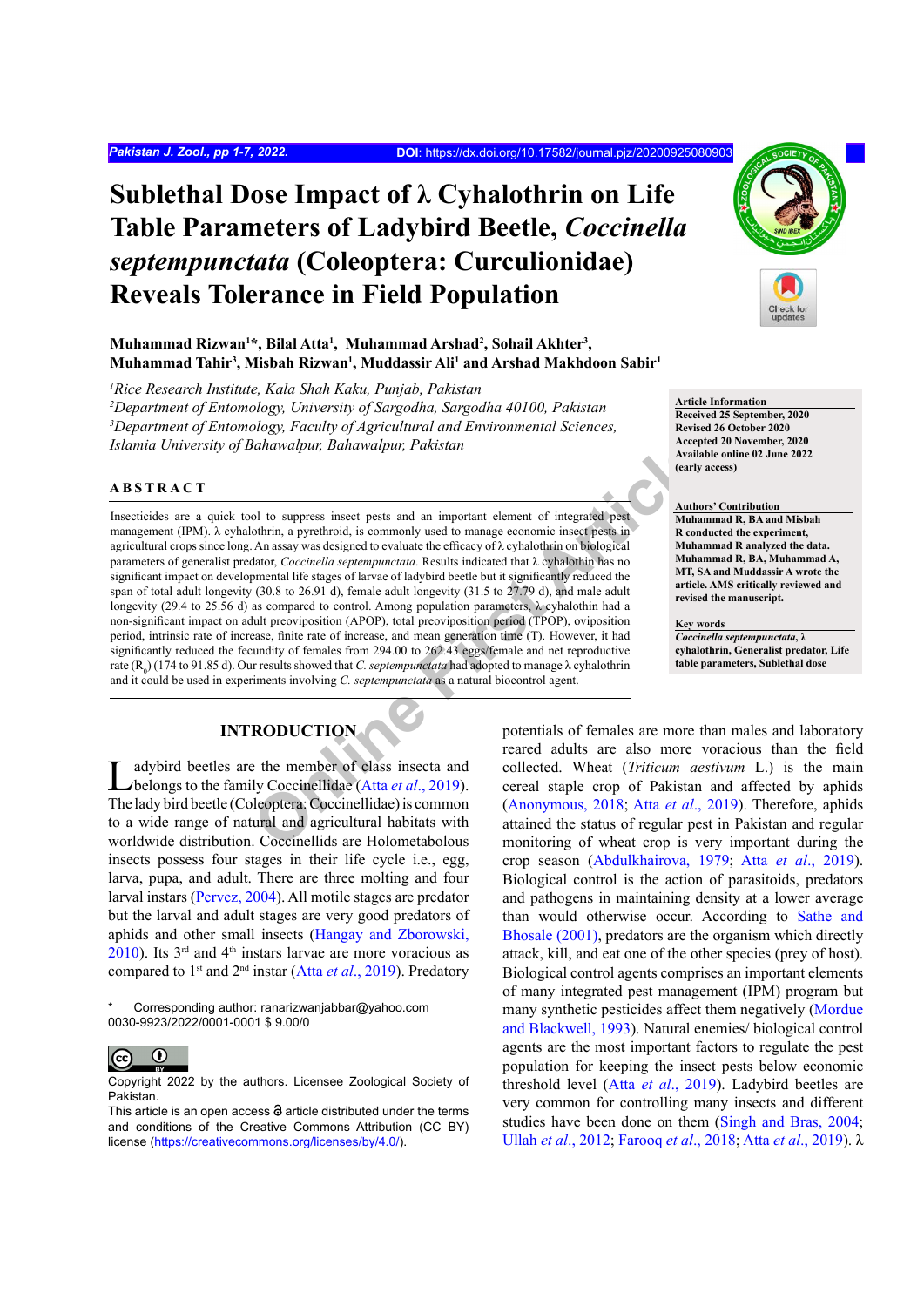# Sublethal Dose Impact of λ Cyhalothrin on Life Table Parameters of Ladybird Beetle, *Coccinella septempunctata* (Coleoptera: Curculionidae) Reveals Tolerance in Field Population

**Muhammad Rizwan[1]\*, Bilal Atta[1], Muhammad Arshad[2], Sohail Akhter[3], Muhammad Tahir[3], Misbah Rizwan[1], Muddassir Ali[1] and Arshad Makhdoon Sabir[1]**

*[1]Rice Research Institute, Kala Shah Kaku, Punjab, Pakistan*
*[2]Department of Entomology, University of Sargodha, Sargodha 40100, Pakistan*
*[3]Department of Entomology, Faculty of Agricultural and Environmental Sciences, Islamia University of Bahawalpur, Bahawalpur, Pakistan*

**Article Information**
**Received 25 September, 2020**
**Revised 26 October 2020**
**Accepted 20 November, 2020**
**Available online 02 June 2022 (early access)**

**Authors' Contribution**
**Muhammad R, BA and Misbah R conducted the experiment, Muhammad R analyzed the data. Muhammad R, BA, Muhammad A, MT, SA and Muddassir A wrote the article. AMS critically reviewed and revised the manuscript.**

**Key words**
***Coccinella septempunctata*, λ cyhalothrin, Generalist predator, Life table parameters, Sublethal dose**

## ABSTRACT

Insecticides are a quick tool to suppress insect pests and an important element of integrated pest management (IPM). λ cyhalothrin, a pyrethroid, is commonly used to manage economic insect pests in agricultural crops since long. An assay was designed to evaluate the efficacy of λ cyhalothrin on biological parameters of generalist predator, *Coccinella septempunctata*. Results indicated that λ cyhalothin has no significant impact on developmental life stages of larvae of ladybird beetle but it significantly reduced the span of total adult longevity (30.8 to 26.91 d), female adult longevity (31.5 to 27.79 d), and male adult longevity (29.4 to 25.56 d) as compared to control. Among population parameters, λ cyhalothin had a non-significant impact on adult preoviposition (APOP), total preoviposition period (TPOP), oviposition period, intrinsic rate of increase, finite rate of increase, and mean generation time (T). However, it had significantly reduced the fecundity of females from 294.00 to 262.43 eggs/female and net reproductive rate ($R_0$) (174 to 91.85 d). Our results showed that *C. septempunctata* had adopted to manage λ cyhalothrin and it could be used in experiments involving *C. septempunctata* as a natural biocontrol agent.

## INTRODUCTION

Ladybird beetles are the member of class insecta and belongs to the family Coccinellidae (Atta *et al*., 2019). The lady bird beetle (Coleoptera: Coccinellidae) is common to a wide range of natural and agricultural habitats with worldwide distribution. Coccinellids are Holometabolous insects possess four stages in their life cycle i.e., egg, larva, pupa, and adult. There are three molting and four larval instars (Pervez, 2004). All motile stages are predator but the larval and adult stages are very good predators of aphids and other small insects (Hangay and Zborowski, 2010). Its 3rd and 4th instars larvae are more voracious as compared to 1st and 2nd instar (Atta *et al*., 2019). Predatory potentials of females are more than males and laboratory reared adults are also more voracious than the field collected. Wheat (*Triticum aestivum* L.) is the main cereal staple crop of Pakistan and affected by aphids (Anonymous, 2018; Atta *et al*., 2019). Therefore, aphids attained the status of regular pest in Pakistan and regular monitoring of wheat crop is very important during the crop season (Abdulkhairova, 1979; Atta *et al*., 2019). Biological control is the action of parasitoids, predators and pathogens in maintaining density at a lower average than would otherwise occur. According to Sathe and Bhosale (2001), predators are the organism which directly attack, kill, and eat one of the other species (prey of host). Biological control agents comprises an important elements of many integrated pest management (IPM) program but many synthetic pesticides affect them negatively (Mordue and Blackwell, 1993). Natural enemies/ biological control agents are the most important factors to regulate the pest population for keeping the insect pests below economic threshold level (Atta *et al*., 2019). Ladybird beetles are very common for controlling many insects and different studies have been done on them (Singh and Bras, 2004; Ullah *et al*., 2012; Farooq *et al*., 2018; Atta *et al*., 2019). λ

\* Corresponding author: ranarizwanjabbar@yahoo.com
0030-9923/2022/0001-0001 $ 9.00/0

Copyright 2022 by the authors. Licensee Zoological Society of Pakistan.
This article is an open access article distributed under the terms and conditions of the Creative Commons Attribution (CC BY) license (https://creativecommons.org/licenses/by/4.0/).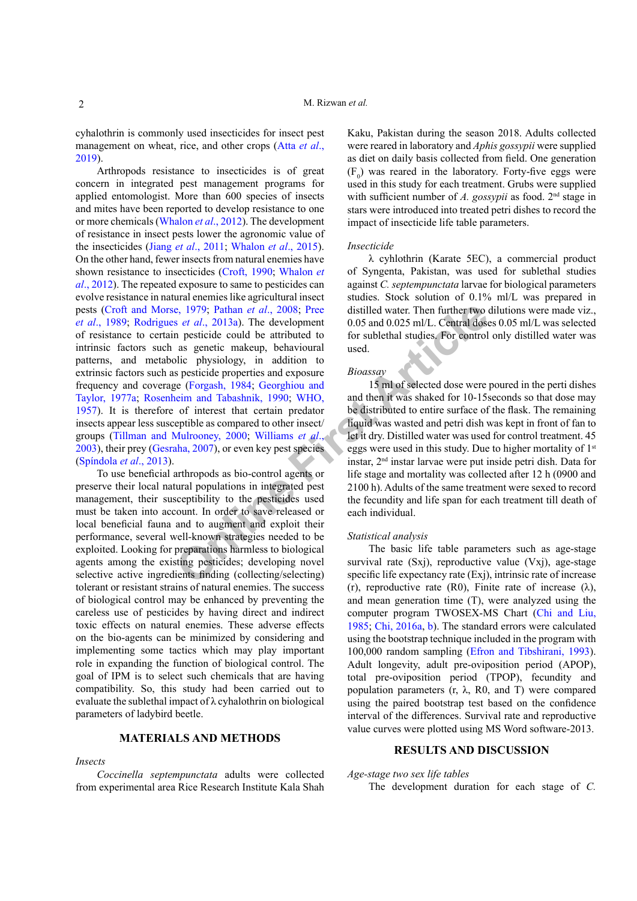cyhalothrin is commonly used insecticides for insect pest management on wheat, rice, and other crops (Atta *et al*., 2019).

Arthropods resistance to insecticides is of great concern in integrated pest management programs for applied entomologist. More than 600 species of insects and mites have been reported to develop resistance to one or more chemicals (Whalon *et al*., 2012). The development of resistance in insect pests lower the agronomic value of the insecticides (Jiang *et al*., 2011; Whalon *et al*., 2015). On the other hand, fewer insects from natural enemies have shown resistance to insecticides (Croft, 1990; Whalon *et al*., 2012). The repeated exposure to same to pesticides can evolve resistance in natural enemies like agricultural insect pests (Croft and Morse, 1979; Pathan *et al*., 2008; Pree *et al*., 1989; Rodrigues *et al*., 2013a). The development of resistance to certain pesticide could be attributed to intrinsic factors such as genetic makeup, behavioural patterns, and metabolic physiology, in addition to extrinsic factors such as pesticide properties and exposure frequency and coverage (Forgash, 1984; Georghiou and Taylor, 1977a; Rosenheim and Tabashnik, 1990; WHO, 1957). It is therefore of interest that certain predator insects appear less susceptible as compared to other insect/groups (Tillman and Mulrooney, 2000; Williams *et al*., 2003), their prey (Gesraha, 2007), or even key pest species (Spindola *et al*., 2013).

To use beneficial arthropods as bio-control agents or preserve their local natural populations in integrated pest management, their susceptibility to the pesticides used must be taken into account. In order to save released or local beneficial fauna and to augment and exploit their performance, several well-known strategies needed to be exploited. Looking for preparations harmless to biological agents among the existing pesticides; developing novel selective active ingredients finding (collecting/selecting) tolerant or resistant strains of natural enemies. The success of biological control may be enhanced by preventing the careless use of pesticides by having direct and indirect toxic effects on natural enemies. These adverse effects on the bio-agents can be minimized by considering and implementing some tactics which may play important role in expanding the function of biological control. The goal of IPM is to select such chemicals that are having compatibility. So, this study had been carried out to evaluate the sublethal impact of λ cyhalothrin on biological parameters of ladybird beetle.

## MATERIALS AND METHODS

### *Insects*

*Coccinella septempunctata* adults were collected from experimental area Rice Research Institute Kala Shah Kaku, Pakistan during the season 2018. Adults collected were reared in laboratory and *Aphis gossypii* were supplied as diet on daily basis collected from field. One generation ($F_0$) was reared in the laboratory. Forty-five eggs were used in this study for each treatment. Grubs were supplied with sufficient number of *A. gossypii* as food. 2nd stage in stars were introduced into treated petri dishes to record the impact of insecticide life table parameters.

### *Insecticide*

λ cyhlothrin (Karate 5EC), a commercial product of Syngenta, Pakistan, was used for sublethal studies against *C. septempunctata* larvae for biological parameters studies. Stock solution of 0.1% ml/L was prepared in distilled water. Then further two dilutions were made viz., 0.05 and 0.025 ml/L. Central doses 0.05 ml/L was selected for sublethal studies. For control only distilled water was used.

### *Bioassay*

15 ml of selected dose were poured in the perti dishes and then it was shaked for 10-15seconds so that dose may be distributed to entire surface of the flask. The remaining liquid was wasted and petri dish was kept in front of fan to let it dry. Distilled water was used for control treatment. 45 eggs were used in this study. Due to higher mortality of 1st instar, 2nd instar larvae were put inside petri dish. Data for life stage and mortality was collected after 12 h (0900 and 2100 h). Adults of the same treatment were sexed to record the fecundity and life span for each treatment till death of each individual.

### *Statistical analysis*

The basic life table parameters such as age-stage survival rate (Sxj), reproductive value (Vxj), age-stage specific life expectancy rate (Exj), intrinsic rate of increase (r), reproductive rate (R0), Finite rate of increase (λ), and mean generation time (T), were analyzed using the computer program TWOSEX-MS Chart (Chi and Liu, 1985; Chi, 2016a, b). The standard errors were calculated using the bootstrap technique included in the program with 100,000 random sampling (Efron and Tibshirani, 1993). Adult longevity, adult pre-oviposition period (APOP), total pre-oviposition period (TPOP), fecundity and population parameters (r, λ, R0, and T) were compared using the paired bootstrap test based on the confidence interval of the differences. Survival rate and reproductive value curves were plotted using MS Word software-2013.

## RESULTS AND DISCUSSION

### *Age-stage two sex life tables*

The development duration for each stage of *C.*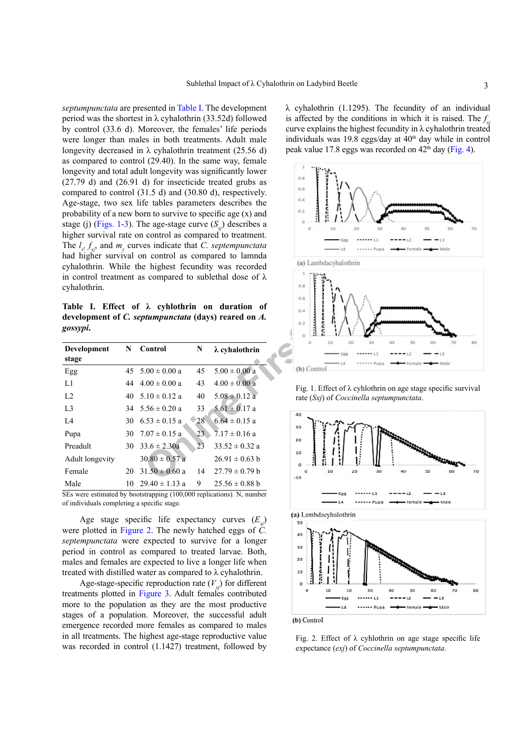*septumpunctata* are presented in Table I. The development period was the shortest in λ cyhalothrin (33.52d) followed by control (33.6 d). Moreover, the females' life periods were longer than males in both treatments. Adult male longevity decreased in λ cyhalothrin treatment (25.56 d) as compared to control (29.40). In the same way, female longevity and total adult longevity was significantly lower (27.79 d) and (26.91 d) for insecticide treated grubs as compared to control (31.5 d) and (30.80 d), respectively. Age-stage, two sex life tables parameters describes the probability of a new born to survive to specific age (x) and stage (j) (Figs. 1-3). The age-stage curve ($S_{xj}$) describes a higher survival rate on control as compared to treatment. The $l_x$, $f_{xj}$, and $m_x$ curves indicate that *C. septempunctata* had higher survival on control as compared to lamnda cyhalothrin. While the highest fecundity was recorded in control treatment as compared to sublethal dose of λ cyhalothrin.

**Table I. Effect of λ cyhlothrin on duration of development of *C. septumpunctata* (days) reared on *A. gossypi*.**

| Development stage | N | Control | N | λ cyhalothrin |
|---|---|---|---|---|
| Egg | 45 | 5.00 ± 0.00 a | 45 | 5.00 ± 0.00 a |
| L1 | 44 | 4.00 ± 0.00 a | 43 | 4.00 ± 0.00 a |
| L2 | 40 | 5.10 ± 0.12 a | 40 | 5.08 ± 0.12 a |
| L3 | 34 | 5.56 ± 0.20 a | 33 | 5.61 ± 0.17 a |
| L4 | 30 | 6.53 ± 0.15 a | 28 | 6.64 ± 0.15 a |
| Pupa | 30 | 7.07 ± 0.15 a | 23 | 7.17 ± 0.16 a |
| Preadult | 30 | 33.6 ± 2.30a | 23 | 33.52 ± 0.32 a |
| Adult longevity | | 30.80 ± 0.57 a | | 26.91 ± 0.63 b |
| Female | 20 | 31.50 ± 0.60 a | 14 | 27.79 ± 0.79 b |
| Male | 10 | 29.40 ± 1.13 a | 9 | 25.56 ± 0.88 b |

SEs were estimated by bootstrapping (100,000 replications). N, number of individuals completing a specific stage.

Age stage specific life expectancy curves ($E_{xj}$) were plotted in Figure 2. The newly hatched eggs of *C. septumpunctata* were expected to survive for a longer period in control as compared to treated larvae. Both, males and females are expected to live a longer life when treated with distilled water as compared to λ cyhalothrin.

Age-stage-specific reproduction rate ($V_{xj}$) for different treatments plotted in Figure 3. Adult females contributed more to the population as they are the most productive stages of a population. Moreover, the successful adult emergence recorded more females as compared to males in all treatments. The highest age-stage reproductive value was recorded in control (1.1427) treatment, followed by λ cyhalothrin (1.1295). The fecundity of an individual is affected by the conditions in which it is raised. The $f_{xj}$ curve explains the highest fecundity in λ cyhalothrin treated individuals was 19.8 eggs/day at 40th day while in control peak value 17.8 eggs was recorded on 42nd day (Fig. 4).

Fig. 1. Effect of λ cyhalothrin on age stage specific survival rate (*Sxj*) of *Coccinella septumpunctata*.

Fig. 2. Effect of λ cyhalothrin on age stage specific life expectance (*exj*) of *Coccinella septumpunctata*.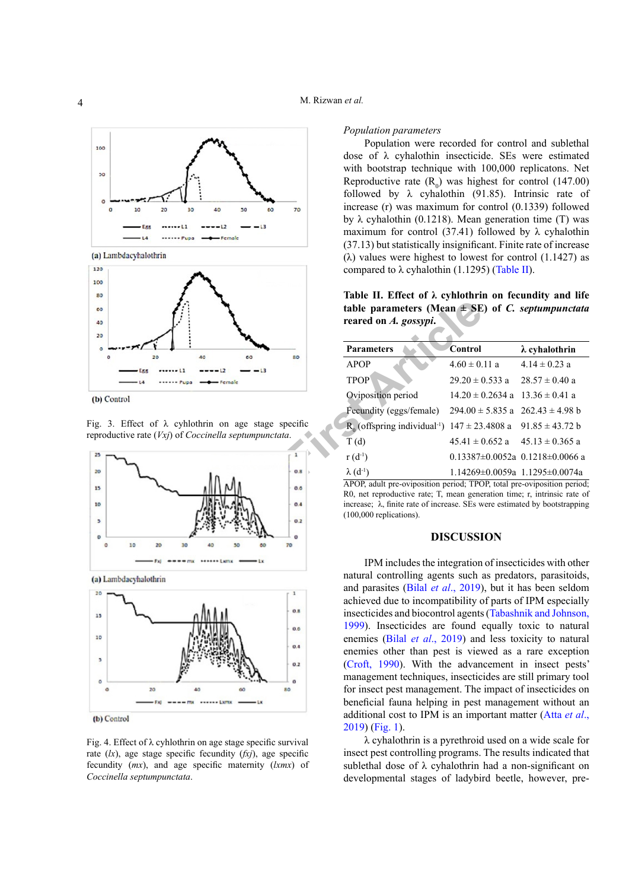Fig. 3. Effect of λ cyhlothrin on age stage specific reproductive rate (*Vxj*) of *Coccinella septumpunctata*.

Fig. 4. Effect of λ cyhlothrin on age stage specific survival rate (*lx*), age stage specific fecundity (*fxj*), age specific fecundity (*mx*), and age specific maternity (*lxmx*) of *Coccinella septumpunctata*.

*Population parameters*

Population were recorded for control and sublethal dose of λ cyhalothin insecticide. SEs were estimated with bootstrap technique with 100,000 replicatons. Net Reproductive rate ($R_0$) was highest for control (147.00) followed by λ cyhalothin (91.85). Intrinsic rate of increase (r) was maximum for control (0.1339) followed by λ cyhalothin (0.1218). Mean generation time (T) was maximum for control (37.41) followed by λ cyhalothin (37.13) but statistically insignificant. Finite rate of increase (λ) values were highest to lowest for control (1.1427) as compared to λ cyhalothin (1.1295) (Table II).

**Table II. Effect of λ cyhlothrin on fecundity and life table parameters (Mean ± SE) of *C. septumpunctata* reared on *A. gossypi*.**

| Parameters | Control | λ cyhalothrin |
|---|---|---|
| APOP | 4.60 ± 0.11 a | 4.14 ± 0.23 a |
| TPOP | 29.20 ± 0.533 a | 28.57 ± 0.40 a |
| Oviposition period | 14.20 ± 0.2634 a | 13.36 ± 0.41 a |
| Fecundity (eggs/female) | 294.00 ± 5.835 a | 262.43 ± 4.98 b |
| $R_0$ (offspring individual$^{-1}$) | 147 ± 23.4808 a | 91.85 ± 43.72 b |
| T (d) | 45.41 ± 0.652 a | 45.13 ± 0.365 a |
| r (d$^{-1}$) | 0.13387±0.0052a | 0.1218±0.0066 a |
| λ (d$^{-1}$) | 1.14269±0.0059a | 1.1295±0.0074a |

APOP, adult pre-oviposition period; TPOP, total pre-oviposition period; R0, net reproductive rate; T, mean generation time; r, intrinsic rate of increase; λ, finite rate of increase. SEs were estimated by bootstrapping (100,000 replications).

## DISCUSSION

IPM includes the integration of insecticides with other natural controlling agents such as predators, parasitoids, and parasites (Bilal *et al*., 2019), but it has been seldom achieved due to incompatibility of parts of IPM especially insecticides and biocontrol agents (Tabashnik and Johnson, 1999). Insecticides are found equally toxic to natural enemies (Bilal *et al*., 2019) and less toxicity to natural enemies other than pest is viewed as a rare exception (Croft, 1990). With the advancement in insect pests' management techniques, insecticides are still primary tool for insect pest management. The impact of insecticides on beneficial fauna helping in pest management without an additional cost to IPM is an important matter (Atta *et al*., 2019) (Fig. 1).

λ cyhalothrin is a pyrethroid used on a wide scale for insect pest controlling programs. The results indicated that sublethal dose of λ cyhalothrin had a non-significant on developmental stages of ladybird beetle, however, pre-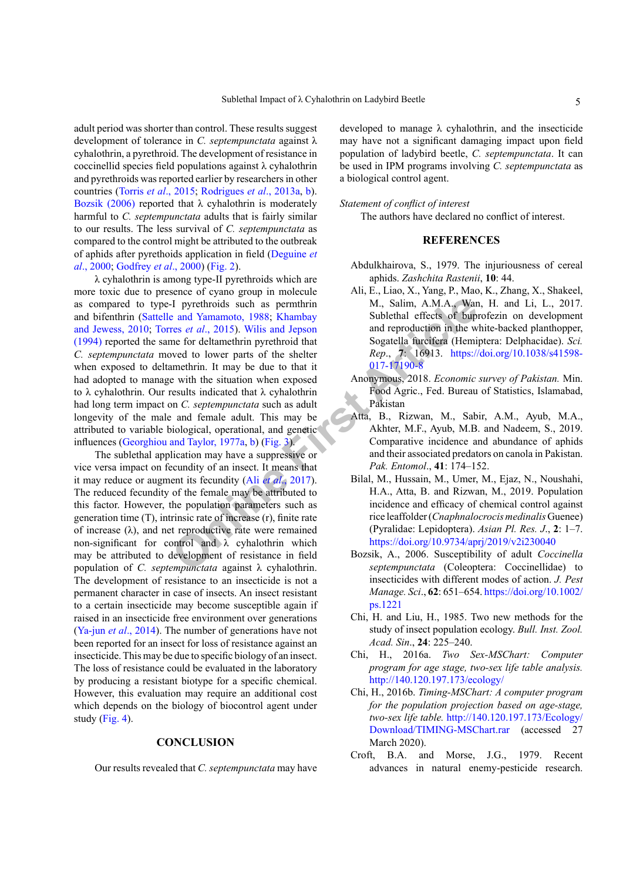adult period was shorter than control. These results suggest development of tolerance in *C. septempunctata* against λ cyhalothrin, a pyrethroid. The development of resistance in coccinellid species field populations against λ cyhalothrin and pyrethroids was reported earlier by researchers in other countries (Torris *et al*., 2015; Rodrigues *et al*., 2013a, b). Bozsik (2006) reported that λ cyhalothrin is moderately harmful to *C. septempunctata* adults that is fairly similar to our results. The less survival of *C. septempunctata* as compared to the control might be attributed to the outbreak of aphids after pyrethoids application in field (Deguine *et al*., 2000; Godfrey *et al*., 2000) (Fig. 2).

λ cyhalothrin is among type-II pyrethroids which are more toxic due to presence of cyano group in molecule as compared to type-I pyrethroids such as permthrin and bifenthrin (Sattelle and Yamamoto, 1988; Khambay and Jewess, 2010; Torres *et al*., 2015). Wilis and Jepson (1994) reported the same for deltamethrin pyrethroid that *C. septempunctata* moved to lower parts of the shelter when exposed to deltamethrin. It may be due to that it had adopted to manage with the situation when exposed to λ cyhalothrin. Our results indicated that λ cyhalothrin had long term impact on *C. septempunctata* such as adult longevity of the male and female adult. This may be attributed to variable biological, operational, and genetic influences (Georghiou and Taylor, 1977a, b) (Fig. 3).

The sublethal application may have a suppressive or vice versa impact on fecundity of an insect. It means that it may reduce or augment its fecundity (Ali *et al*., 2017). The reduced fecundity of the female may be attributed to this factor. However, the population parameters such as generation time (T), intrinsic rate of increase (r), finite rate of increase (λ), and net reproductive rate were remained non-significant for control and λ cyhalothrin which may be attributed to development of resistance in field population of *C. septempunctata* against λ cyhalothrin. The development of resistance to an insecticide is not a permanent character in case of insects. An insect resistant to a certain insecticide may become susceptible again if raised in an insecticide free environment over generations (Ya-jun *et al*., 2014). The number of generations have not been reported for an insect for loss of resistance against an insecticide. This may be due to specific biology of an insect. The loss of resistance could be evaluated in the laboratory by producing a resistant biotype for a specific chemical. However, this evaluation may require an additional cost which depends on the biology of biocontrol agent under study (Fig. 4).

## CONCLUSION

Our results revealed that *C. septempunctata* may have developed to manage λ cyhalothrin, and the insecticide may have not a significant damaging impact upon field population of ladybird beetle, *C. septempunctata*. It can be used in IPM programs involving *C. septempunctata* as a biological control agent.

*Statement of conflict of interest*

The authors have declared no conflict of interest.

## REFERENCES

Abdulkhairova, S., 1979. The injuriousness of cereal aphids. *Zashchita Rastenii*, **10**: 44.

Ali, E., Liao, X., Yang, P., Mao, K., Zhang, X., Shakeel, M., Salim, A.M.A., Wan, H. and Li, L., 2017. Sublethal effects of buprofezin on development and reproduction in the white-backed planthopper, Sogatella furcifera (Hemiptera: Delphacidae). *Sci. Rep*., **7**: 16913. https://doi.org/10.1038/s41598-017-17190-8

Anonymous, 2018. *Economic survey of Pakistan.* Min. Food Agric., Fed. Bureau of Statistics, Islamabad, Pakistan

Atta, B., Rizwan, M., Sabir, A.M., Ayub, M.A., Akhter, M.F., Ayub, M.B. and Nadeem, S., 2019. Comparative incidence and abundance of aphids and their associated predators on canola in Pakistan. *Pak. Entomol*., **41**: 174–152.

Bilal, M., Hussain, M., Umer, M., Ejaz, N., Noushahi, H.A., Atta, B. and Rizwan, M., 2019. Population incidence and efficacy of chemical control against rice leaffolder (*Cnaphnalocrocis medinalis* Guenee) (Pyralidae: Lepidoptera). *Asian Pl. Res. J*., **2**: 1–7. https://doi.org/10.9734/aprj/2019/v2i230040

Bozsik, A., 2006. Susceptibility of adult *Coccinella septempunctata* (Coleoptera: Coccinellidae) to insecticides with different modes of action. *J. Pest Manage. Sci*., **62**: 651–654. https://doi.org/10.1002/ps.1221

Chi, H. and Liu, H., 1985. Two new methods for the study of insect population ecology. *Bull. Inst. Zool. Acad. Sin*., **24**: 225–240.

Chi, H., 2016a. *Two Sex-MSChart: Computer program for age stage, two-sex life table analysis.* http://140.120.197.173/ecology/

Chi, H., 2016b. *Timing-MSChart: A computer program for the population projection based on age-stage, two-sex life table.* http://140.120.197.173/Ecology/Download/TIMING-MSChart.rar (accessed 27 March 2020).

Croft, B.A. and Morse, J.G., 1979. Recent advances in natural enemy-pesticide research.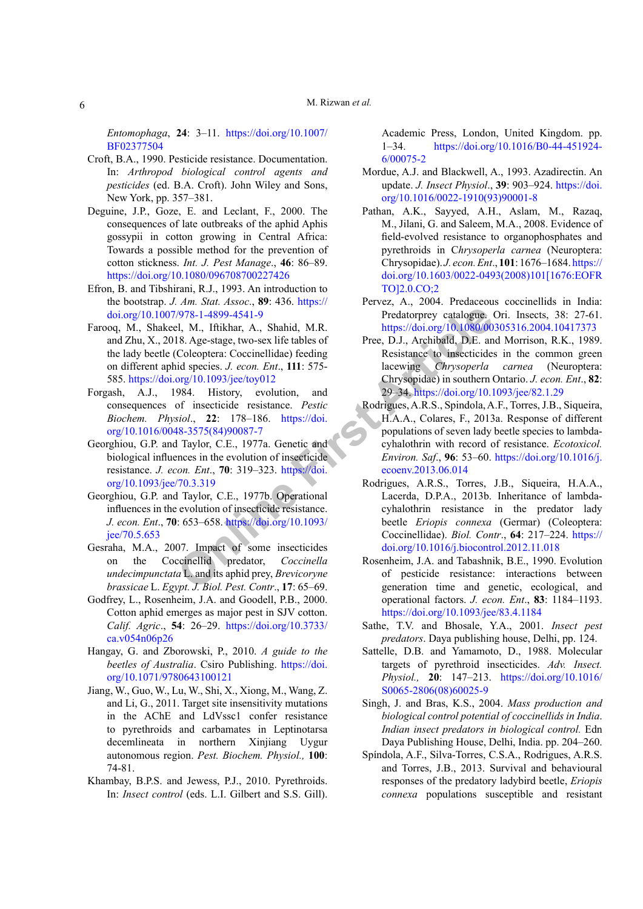*Entomophaga*, **24**: 3–11. https://doi.org/10.1007/BF02377504

Croft, B.A., 1990. Pesticide resistance. Documentation. In: *Arthropod biological control agents and pesticides* (ed. B.A. Croft). John Wiley and Sons, New York, pp. 357–381.

Deguine, J.P., Goze, E. and Leclant, F., 2000. The consequences of late outbreaks of the aphid Aphis gossypii in cotton growing in Central Africa: Towards a possible method for the prevention of cotton stickness. *Int. J. Pest Manage*., **46**: 86–89. https://doi.org/10.1080/096708700227426

Efron, B. and Tibshirani, R.J., 1993. An introduction to the bootstrap. *J. Am. Stat. Assoc*., **89**: 436. https://doi.org/10.1007/978-1-4899-4541-9

Farooq, M., Shakeel, M., Iftikhar, A., Shahid, M.R. and Zhu, X., 2018. Age-stage, two-sex life tables of the lady beetle (Coleoptera: Coccinellidae) feeding on different aphid species. *J. econ. Ent*., **111**: 575-585. https://doi.org/10.1093/jee/toy012

Forgash, A.J., 1984. History, evolution, and consequences of insecticide resistance. *Pestic Biochem. Physiol*., **22**: 178–186. https://doi.org/10.1016/0048-3575(84)90087-7

Georghiou, G.P. and Taylor, C.E., 1977a. Genetic and biological influences in the evolution of insecticide resistance. *J. econ. Ent*., **70**: 319–323. https://doi.org/10.1093/jee/70.3.319

Georghiou, G.P. and Taylor, C.E., 1977b. Operational influences in the evolution of insecticide resistance. *J. econ. Ent*., **70**: 653–658. https://doi.org/10.1093/jee/70.5.653

Gesraha, M.A., 2007. Impact of some insecticides on the Coccinellid predator, *Coccinella undecimpunctata* L. and its aphid prey, *Brevicoryne brassicae* L. *Egypt. J. Biol. Pest. Contr*., **17**: 65–69.

Godfrey, L., Rosenheim, J.A. and Goodell, P.B., 2000. Cotton aphid emerges as major pest in SJV cotton. *Calif. Agric*., **54**: 26–29. https://doi.org/10.3733/ca.v054n06p26

Hangay, G. and Zborowski, P., 2010. *A guide to the beetles of Australia*. Csiro Publishing. https://doi.org/10.1071/9780643100121

Jiang, W., Guo, W., Lu, W., Shi, X., Xiong, M., Wang, Z. and Li, G., 2011. Target site insensitivity mutations in the AChE and LdVssc1 confer resistance to pyrethroids and carbamates in Leptinotarsa decemlineata in northern Xinjiang Uygur autonomous region. *Pest. Biochem. Physiol.*, **100**: 74-81.

Khambay, B.P.S. and Jewess, P.J., 2010. Pyrethroids. In: *Insect control* (eds. L.I. Gilbert and S.S. Gill). Academic Press, London, United Kingdom. pp. 1–34. https://doi.org/10.1016/B0-44-451924-6/00075-2

Mordue, A.J. and Blackwell, A., 1993. Azadirectin. An update. *J. Insect Physiol*., **39**: 903–924. https://doi.org/10.1016/0022-1910(93)90001-8

Pathan, A.K., Sayyed, A.H., Aslam, M., Razaq, M., Jilani, G. and Saleem, M.A., 2008. Evidence of field-evolved resistance to organophosphates and pyrethroids in *Chrysoperla carnea* (Neuroptera: Chrysopidae). *J. econ. Ent*., **101**: 1676–1684. https://doi.org/10.1603/0022-0493(2008)101[1676:EOFRTO]2.0.CO;2

Pervez, A., 2004. Predaceous coccinellids in India: Predatorprey catalogue. Ori. Insects, 38: 27-61. https://doi.org/10.1080/00305316.2004.10417373

Pree, D.J., Archibald, D.E. and Morrison, R.K., 1989. Resistance to insecticides in the common green lacewing *Chrysoperla carnea* (Neuroptera: Chrysopidae) in southern Ontario. *J. econ. Ent*., **82**: 29–34. https://doi.org/10.1093/jee/82.1.29

Rodrigues, A.R.S., Spindola, A.F., Torres, J.B., Siqueira, H.A.A., Colares, F., 2013a. Response of different populations of seven lady beetle species to lambda-cyhalothrin with record of resistance. *Ecotoxicol. Environ. Saf*., **96**: 53–60. https://doi.org/10.1016/j.ecoenv.2013.06.014

Rodrigues, A.R.S., Torres, J.B., Siqueira, H.A.A., Lacerda, D.P.A., 2013b. Inheritance of lambda-cyhalothrin resistance in the predator lady beetle *Eriopis connexa* (Germar) (Coleoptera: Coccinellidae). *Biol. Contr*., **64**: 217–224. https://doi.org/10.1016/j.biocontrol.2012.11.018

Rosenheim, J.A. and Tabashnik, B.E., 1990. Evolution of pesticide resistance: interactions between generation time and genetic, ecological, and operational factors. *J. econ. Ent*., **83**: 1184–1193. https://doi.org/10.1093/jee/83.4.1184

Sathe, T.V. and Bhosale, Y.A., 2001. *Insect pest predators*. Daya publishing house, Delhi, pp. 124.

Sattelle, D.B. and Yamamoto, D., 1988. Molecular targets of pyrethroid insecticides. *Adv. Insect. Physiol.,* **20**: 147–213. https://doi.org/10.1016/S0065-2806(08)60025-9

Singh, J. and Bras, K.S., 2004. *Mass production and biological control potential of coccinellids in India*. *Indian insect predators in biological control.* Edn Daya Publishing House, Delhi, India. pp. 204–260.

Spíndola, A.F., Silva-Torres, C.S.A., Rodrigues, A.R.S. and Torres, J.B., 2013. Survival and behavioural responses of the predatory ladybird beetle, *Eriopis connexa* populations susceptible and resistant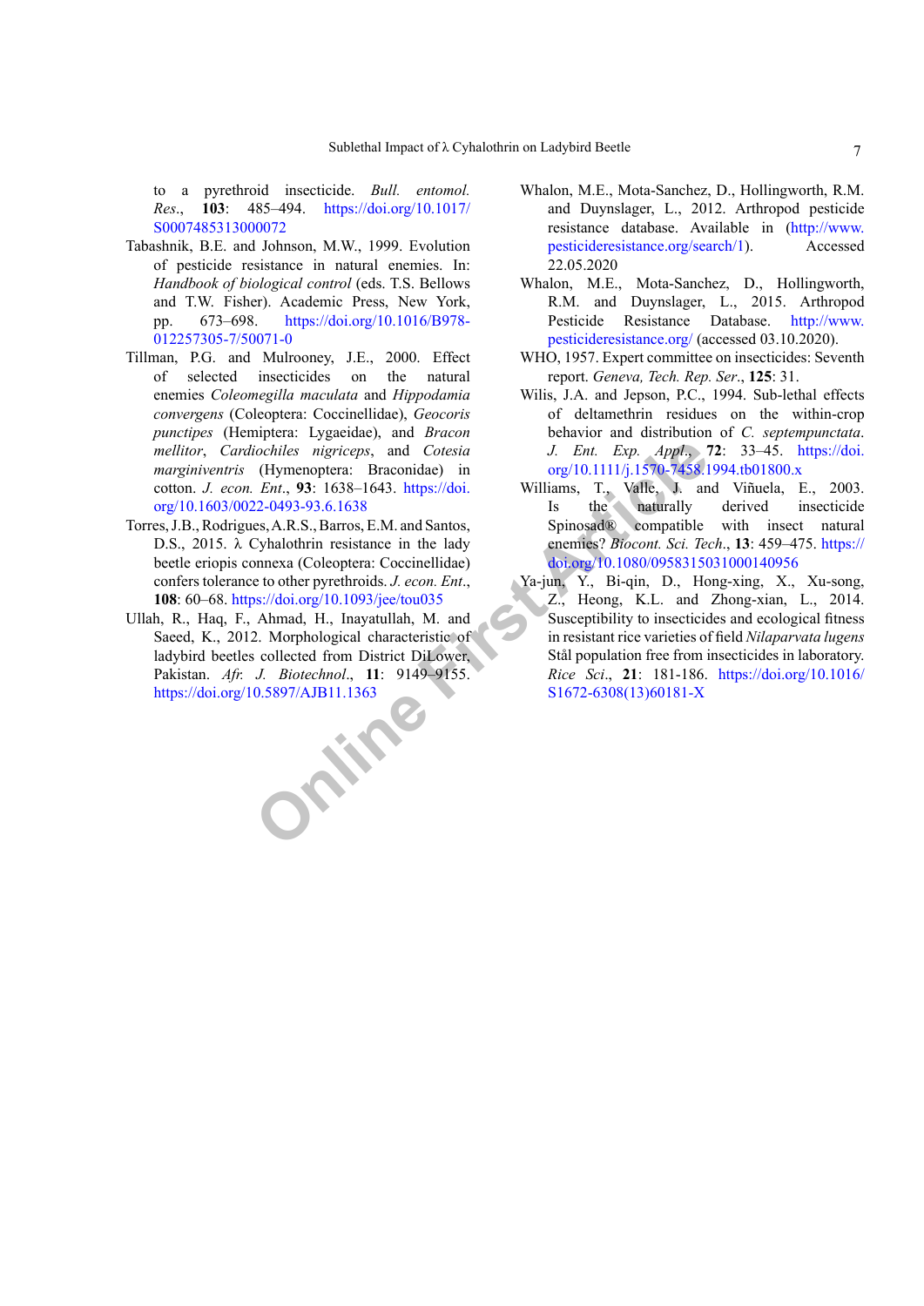to a pyrethroid insecticide. *Bull. entomol. Res.*, **103**: 485–494. https://doi.org/10.1017/S0007485313000072

Tabashnik, B.E. and Johnson, M.W., 1999. Evolution of pesticide resistance in natural enemies. In: *Handbook of biological control* (eds. T.S. Bellows and T.W. Fisher). Academic Press, New York, pp. 673–698. https://doi.org/10.1016/B978-012257305-7/50071-0

Tillman, P.G. and Mulrooney, J.E., 2000. Effect of selected insecticides on the natural enemies *Coleomegilla maculata* and *Hippodamia convergens* (Coleoptera: Coccinellidae), *Geocoris punctipes* (Hemiptera: Lygaeidae), and *Bracon mellitor*, *Cardiochiles nigriceps*, and *Cotesia marginiventris* (Hymenoptera: Braconidae) in cotton. *J. econ. Ent*., **93**: 1638–1643. https://doi.org/10.1603/0022-0493-93.6.1638

Torres, J.B., Rodrigues, A.R.S., Barros, E.M. and Santos, D.S., 2015. λ Cyhalothrin resistance in the lady beetle eriopis connexa (Coleoptera: Coccinellidae) confers tolerance to other pyrethroids. *J. econ. Ent*., **108**: 60–68. https://doi.org/10.1093/jee/tou035

Ullah, R., Haq, F., Ahmad, H., Inayatullah, M. and Saeed, K., 2012. Morphological characteristic of ladybird beetles collected from District DiLower, Pakistan. *Afr. J. Biotechnol*., **11**: 9149–9155. https://doi.org/10.5897/AJB11.1363

Whalon, M.E., Mota-Sanchez, D., Hollingworth, R.M. and Duynslager, L., 2012. Arthropod pesticide resistance database. Available in (http://www.pesticideresistance.org/search/1). Accessed 22.05.2020

Whalon, M.E., Mota-Sanchez, D., Hollingworth, R.M. and Duynslager, L., 2015. Arthropod Pesticide Resistance Database. http://www.pesticideresistance.org/ (accessed 03.10.2020).

WHO, 1957. Expert committee on insecticides: Seventh report. *Geneva, Tech. Rep. Ser*., **125**: 31.

Wilis, J.A. and Jepson, P.C., 1994. Sub-lethal effects of deltamethrin residues on the within-crop behavior and distribution of *C. septempunctata*. *J. Ent. Exp. Appl*., **72**: 33–45. https://doi.org/10.1111/j.1570-7458.1994.tb01800.x

Williams, T., Valle, J. and Viñuela, E., 2003. Is the naturally derived insecticide Spinosad® compatible with insect natural enemies? *Biocont. Sci. Tech*., **13**: 459–475. https://doi.org/10.1080/0958315031000140956

Ya-jun, Y., Bi-qin, D., Hong-xing, X., Xu-song, Z., Heong, K.L. and Zhong-xian, L., 2014. Susceptibility to insecticides and ecological fitness in resistant rice varieties of field *Nilaparvata lugens* Stål population free from insecticides in laboratory. *Rice Sci*., **21**: 181-186. https://doi.org/10.1016/S1672-6308(13)60181-X